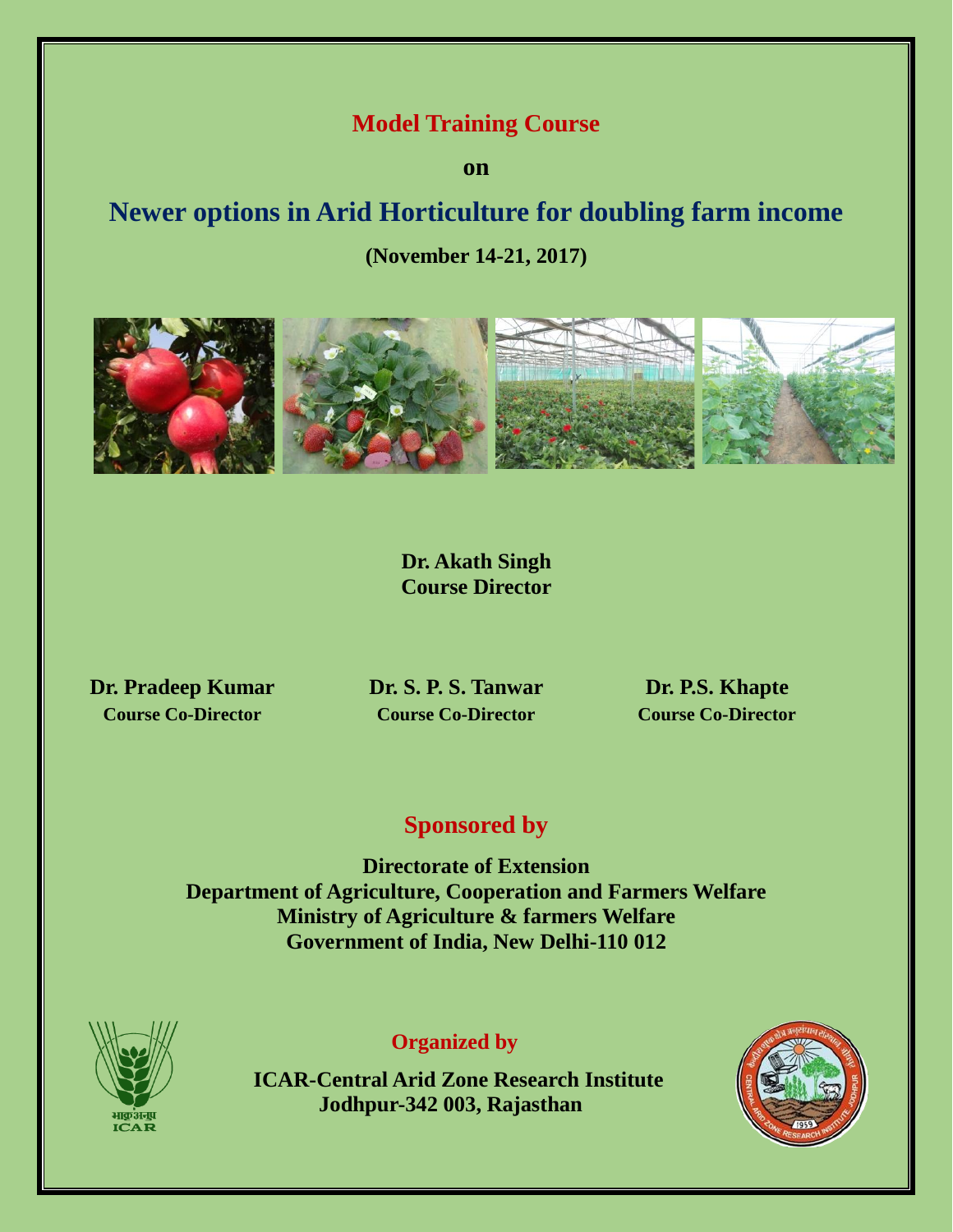# Model Training Course

**on**

# Newer options in Arid Horticulture for doubling farm income

**(November 14-21, 2017)**

**Dr. Akath Singh**
**Course Director**

**Dr. Pradeep Kumar**
**Course Co-Director**

**Dr. S. P. S. Tanwar**
**Course Co-Director**

**Dr. P.S. Khapte**
**Course Co-Director**

## Sponsored by

**Directorate of Extension**
**Department of Agriculture, Cooperation and Farmers Welfare**
**Ministry of Agriculture & farmers Welfare**
**Government of India, New Delhi-110 012**

## Organized by

**ICAR-Central Arid Zone Research Institute**
**Jodhpur-342 003, Rajasthan**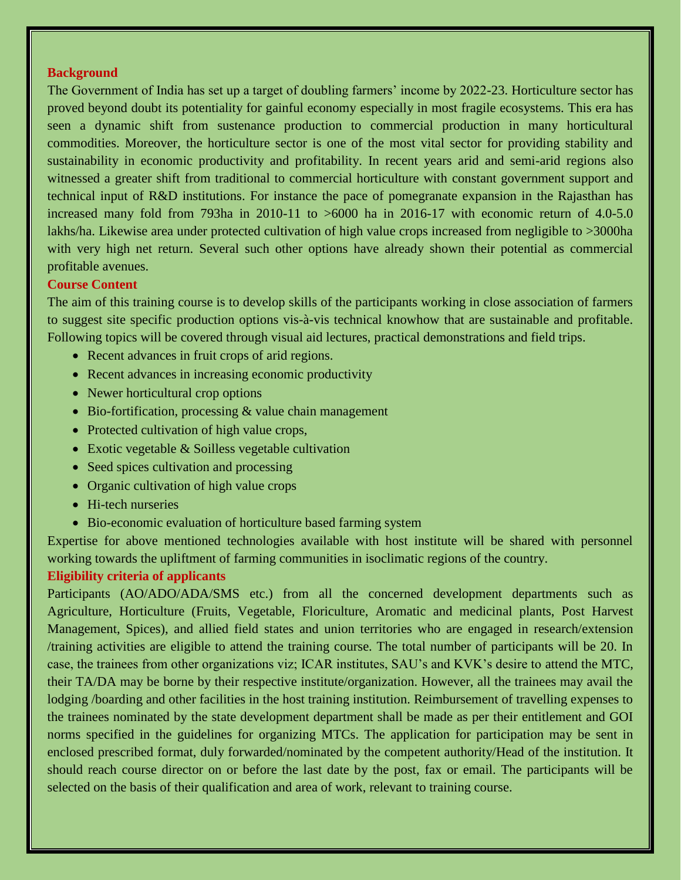## Background

The Government of India has set up a target of doubling farmers' income by 2022-23. Horticulture sector has proved beyond doubt its potentiality for gainful economy especially in most fragile ecosystems. This era has seen a dynamic shift from sustenance production to commercial production in many horticultural commodities. Moreover, the horticulture sector is one of the most vital sector for providing stability and sustainability in economic productivity and profitability. In recent years arid and semi-arid regions also witnessed a greater shift from traditional to commercial horticulture with constant government support and technical input of R&D institutions. For instance the pace of pomegranate expansion in the Rajasthan has increased many fold from 793ha in 2010-11 to >6000 ha in 2016-17 with economic return of 4.0-5.0 lakhs/ha. Likewise area under protected cultivation of high value crops increased from negligible to >3000ha with very high net return. Several such other options have already shown their potential as commercial profitable avenues.

## Course Content

The aim of this training course is to develop skills of the participants working in close association of farmers to suggest site specific production options vis-à-vis technical knowhow that are sustainable and profitable. Following topics will be covered through visual aid lectures, practical demonstrations and field trips.

- Recent advances in fruit crops of arid regions.
- Recent advances in increasing economic productivity
- Newer horticultural crop options
- Bio-fortification, processing & value chain management
- Protected cultivation of high value crops,
- Exotic vegetable & Soilless vegetable cultivation
- Seed spices cultivation and processing
- Organic cultivation of high value crops
- Hi-tech nurseries
- Bio-economic evaluation of horticulture based farming system

Expertise for above mentioned technologies available with host institute will be shared with personnel working towards the upliftment of farming communities in isoclimatic regions of the country.

## Eligibility criteria of applicants

Participants (AO/ADO/ADA/SMS etc.) from all the concerned development departments such as Agriculture, Horticulture (Fruits, Vegetable, Floriculture, Aromatic and medicinal plants, Post Harvest Management, Spices), and allied field states and union territories who are engaged in research/extension /training activities are eligible to attend the training course. The total number of participants will be 20. In case, the trainees from other organizations viz; ICAR institutes, SAU's and KVK's desire to attend the MTC, their TA/DA may be borne by their respective institute/organization. However, all the trainees may avail the lodging /boarding and other facilities in the host training institution. Reimbursement of travelling expenses to the trainees nominated by the state development department shall be made as per their entitlement and GOI norms specified in the guidelines for organizing MTCs. The application for participation may be sent in enclosed prescribed format, duly forwarded/nominated by the competent authority/Head of the institution. It should reach course director on or before the last date by the post, fax or email. The participants will be selected on the basis of their qualification and area of work, relevant to training course.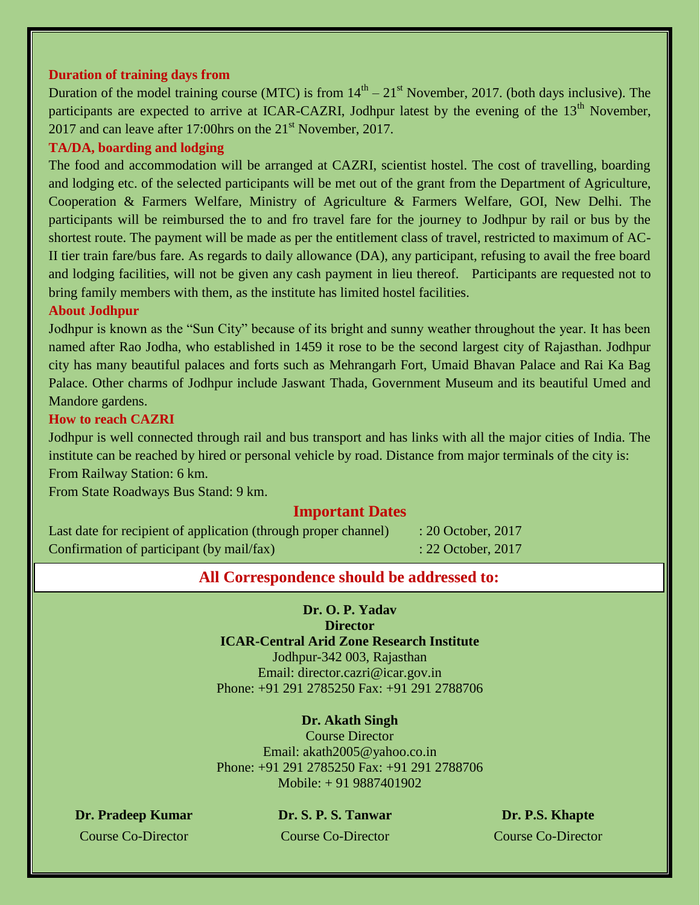### Duration of training days from

Duration of the model training course (MTC) is from 14th – 21st November, 2017. (both days inclusive). The participants are expected to arrive at ICAR-CAZRI, Jodhpur latest by the evening of the 13th November, 2017 and can leave after 17:00hrs on the 21st November, 2017.

### TA/DA, boarding and lodging

The food and accommodation will be arranged at CAZRI, scientist hostel. The cost of travelling, boarding and lodging etc. of the selected participants will be met out of the grant from the Department of Agriculture, Cooperation & Farmers Welfare, Ministry of Agriculture & Farmers Welfare, GOI, New Delhi. The participants will be reimbursed the to and fro travel fare for the journey to Jodhpur by rail or bus by the shortest route. The payment will be made as per the entitlement class of travel, restricted to maximum of AC-II tier train fare/bus fare. As regards to daily allowance (DA), any participant, refusing to avail the free board and lodging facilities, will not be given any cash payment in lieu thereof. Participants are requested not to bring family members with them, as the institute has limited hostel facilities.

### About Jodhpur

Jodhpur is known as the "Sun City" because of its bright and sunny weather throughout the year. It has been named after Rao Jodha, who established in 1459 it rose to be the second largest city of Rajasthan. Jodhpur city has many beautiful palaces and forts such as Mehrangarh Fort, Umaid Bhavan Palace and Rai Ka Bag Palace. Other charms of Jodhpur include Jaswant Thada, Government Museum and its beautiful Umed and Mandore gardens.

### How to reach CAZRI

Jodhpur is well connected through rail and bus transport and has links with all the major cities of India. The institute can be reached by hired or personal vehicle by road. Distance from major terminals of the city is:

From Railway Station: 6 km.

From State Roadways Bus Stand: 9 km.

## Important Dates

Last date for recipient of application (through proper channel) : 20 October, 2017

Confirmation of participant (by mail/fax) : 22 October, 2017

## All Correspondence should be addressed to:

**Dr. O. P. Yadav**
**Director**
**ICAR-Central Arid Zone Research Institute**
Jodhpur-342 003, Rajasthan
Email: director.cazri@icar.gov.in
Phone: +91 291 2785250 Fax: +91 291 2788706

**Dr. Akath Singh**
Course Director
Email: akath2005@yahoo.co.in
Phone: +91 291 2785250 Fax: +91 291 2788706
Mobile: + 91 9887401902

**Dr. Pradeep Kumar**
Course Co-Director

**Dr. S. P. S. Tanwar**
Course Co-Director

**Dr. P.S. Khapte**
Course Co-Director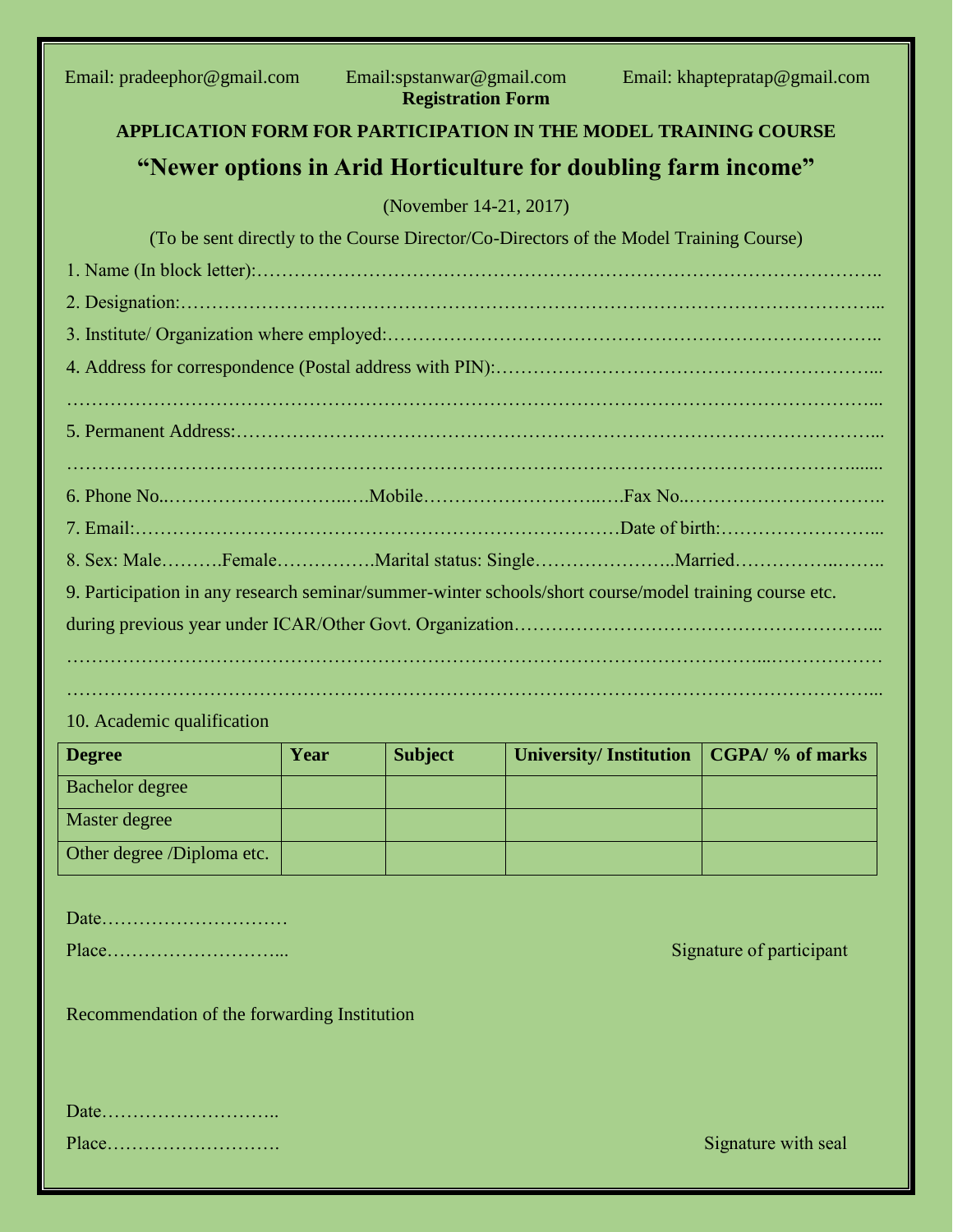Email: pradeephor@gmail.com Email:spstanwar@gmail.com Email: khaptepratap@gmail.com

**Registration Form**

**APPLICATION FORM FOR PARTICIPATION IN THE MODEL TRAINING COURSE**

## "Newer options in Arid Horticulture for doubling farm income"

(November 14-21, 2017)

(To be sent directly to the Course Director/Co-Directors of the Model Training Course)

1. Name (In block letter):……………………………………………………………………………………..
2. Designation:……………………………………………………………………………………………...
3. Institute/ Organization where employed:…………………………………………………………………..
4. Address for correspondence (Postal address with PIN):…………………………………………………...

…………………………………………………………………………………………………………………...

5. Permanent Address:………………………………………………………………………………………...

………………………………………………………………………………………………………………......

6. Phone No..…………………………..….Mobile………………………..….Fax No..………………………..
7. Email:……………………………………………………………………Date of birth:……………………...
8. Sex: Male……….Female…………….Marital status: Single…………………..Married……………..……..
9. Participation in any research seminar/summer-winter schools/short course/model training course etc. during previous year under ICAR/Other Govt. Organization………………………………………………...

………………………………………………………………………………………………...………………

…………………………………………………………………………………………………………………...

10. Academic qualification

| Degree | Year | Subject | University/ Institution | CGPA/ % of marks |
|---|---|---|---|---|
| Bachelor degree | | | | |
| Master degree | | | | |
| Other degree /Diploma etc. | | | | |

Date…………………………

Place………………………...

Signature of participant

Recommendation of the forwarding Institution

Date………………………..

Place……………………….

Signature with seal